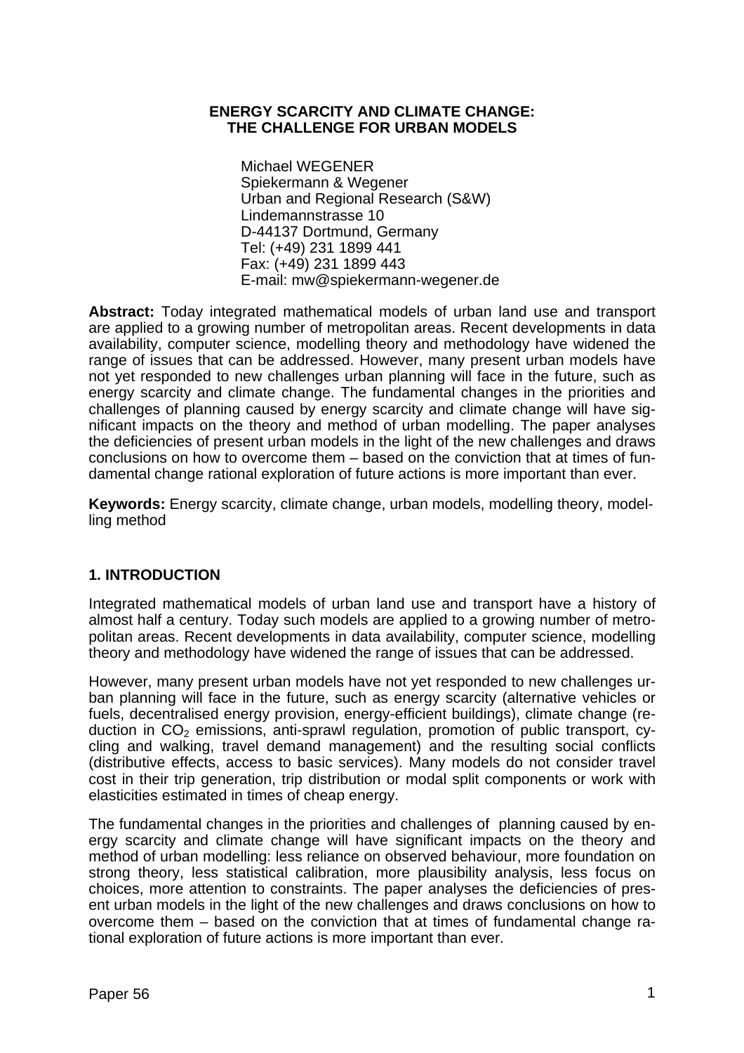# ENERGY SCARCITY AND CLIMATE CHANGE: THE CHALLENGE FOR URBAN MODELS

Michael WEGENER
Spiekermann & Wegener
Urban and Regional Research (S&W)
Lindemannstrasse 10
D-44137 Dortmund, Germany
Tel: (+49) 231 1899 441
Fax: (+49) 231 1899 443
E-mail: mw@spiekermann-wegener.de

**Abstract:** Today integrated mathematical models of urban land use and transport are applied to a growing number of metropolitan areas. Recent developments in data availability, computer science, modelling theory and methodology have widened the range of issues that can be addressed. However, many present urban models have not yet responded to new challenges urban planning will face in the future, such as energy scarcity and climate change. The fundamental changes in the priorities and challenges of planning caused by energy scarcity and climate change will have significant impacts on the theory and method of urban modelling. The paper analyses the deficiencies of present urban models in the light of the new challenges and draws conclusions on how to overcome them – based on the conviction that at times of fundamental change rational exploration of future actions is more important than ever.

**Keywords:** Energy scarcity, climate change, urban models, modelling theory, modelling method

## 1. INTRODUCTION

Integrated mathematical models of urban land use and transport have a history of almost half a century. Today such models are applied to a growing number of metropolitan areas. Recent developments in data availability, computer science, modelling theory and methodology have widened the range of issues that can be addressed.

However, many present urban models have not yet responded to new challenges urban planning will face in the future, such as energy scarcity (alternative vehicles or fuels, decentralised energy provision, energy-efficient buildings), climate change (reduction in $CO_2$ emissions, anti-sprawl regulation, promotion of public transport, cycling and walking, travel demand management) and the resulting social conflicts (distributive effects, access to basic services). Many models do not consider travel cost in their trip generation, trip distribution or modal split components or work with elasticities estimated in times of cheap energy.

The fundamental changes in the priorities and challenges of planning caused by energy scarcity and climate change will have significant impacts on the theory and method of urban modelling: less reliance on observed behaviour, more foundation on strong theory, less statistical calibration, more plausibility analysis, less focus on choices, more attention to constraints. The paper analyses the deficiencies of present urban models in the light of the new challenges and draws conclusions on how to overcome them – based on the conviction that at times of fundamental change rational exploration of future actions is more important than ever.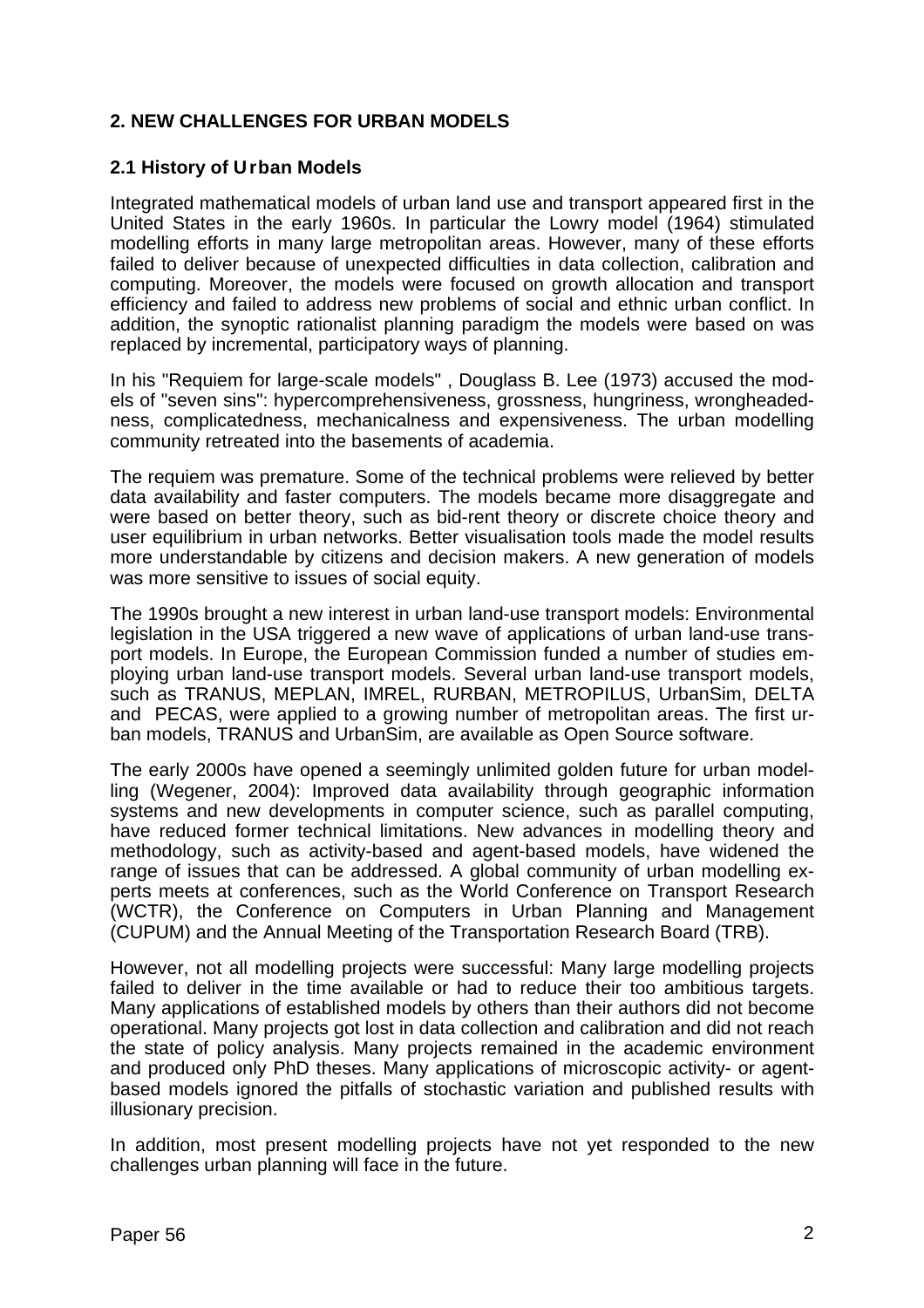## 2. NEW CHALLENGES FOR URBAN MODELS

### 2.1 History of Urban Models

Integrated mathematical models of urban land use and transport appeared first in the United States in the early 1960s. In particular the Lowry model (1964) stimulated modelling efforts in many large metropolitan areas. However, many of these efforts failed to deliver because of unexpected difficulties in data collection, calibration and computing. Moreover, the models were focused on growth allocation and transport efficiency and failed to address new problems of social and ethnic urban conflict. In addition, the synoptic rationalist planning paradigm the models were based on was replaced by incremental, participatory ways of planning.

In his "Requiem for large-scale models" , Douglass B. Lee (1973) accused the models of "seven sins": hypercomprehensiveness, grossness, hungriness, wrongheadedness, complicatedness, mechanicalness and expensiveness. The urban modelling community retreated into the basements of academia.

The requiem was premature. Some of the technical problems were relieved by better data availability and faster computers. The models became more disaggregate and were based on better theory, such as bid-rent theory or discrete choice theory and user equilibrium in urban networks. Better visualisation tools made the model results more understandable by citizens and decision makers. A new generation of models was more sensitive to issues of social equity.

The 1990s brought a new interest in urban land-use transport models: Environmental legislation in the USA triggered a new wave of applications of urban land-use transport models. In Europe, the European Commission funded a number of studies employing urban land-use transport models. Several urban land-use transport models, such as TRANUS, MEPLAN, IMREL, RURBAN, METROPILUS, UrbanSim, DELTA and PECAS, were applied to a growing number of metropolitan areas. The first urban models, TRANUS and UrbanSim, are available as Open Source software.

The early 2000s have opened a seemingly unlimited golden future for urban modelling (Wegener, 2004): Improved data availability through geographic information systems and new developments in computer science, such as parallel computing, have reduced former technical limitations. New advances in modelling theory and methodology, such as activity-based and agent-based models, have widened the range of issues that can be addressed. A global community of urban modelling experts meets at conferences, such as the World Conference on Transport Research (WCTR), the Conference on Computers in Urban Planning and Management (CUPUM) and the Annual Meeting of the Transportation Research Board (TRB).

However, not all modelling projects were successful: Many large modelling projects failed to deliver in the time available or had to reduce their too ambitious targets. Many applications of established models by others than their authors did not become operational. Many projects got lost in data collection and calibration and did not reach the state of policy analysis. Many projects remained in the academic environment and produced only PhD theses. Many applications of microscopic activity- or agent-based models ignored the pitfalls of stochastic variation and published results with illusionary precision.

In addition, most present modelling projects have not yet responded to the new challenges urban planning will face in the future.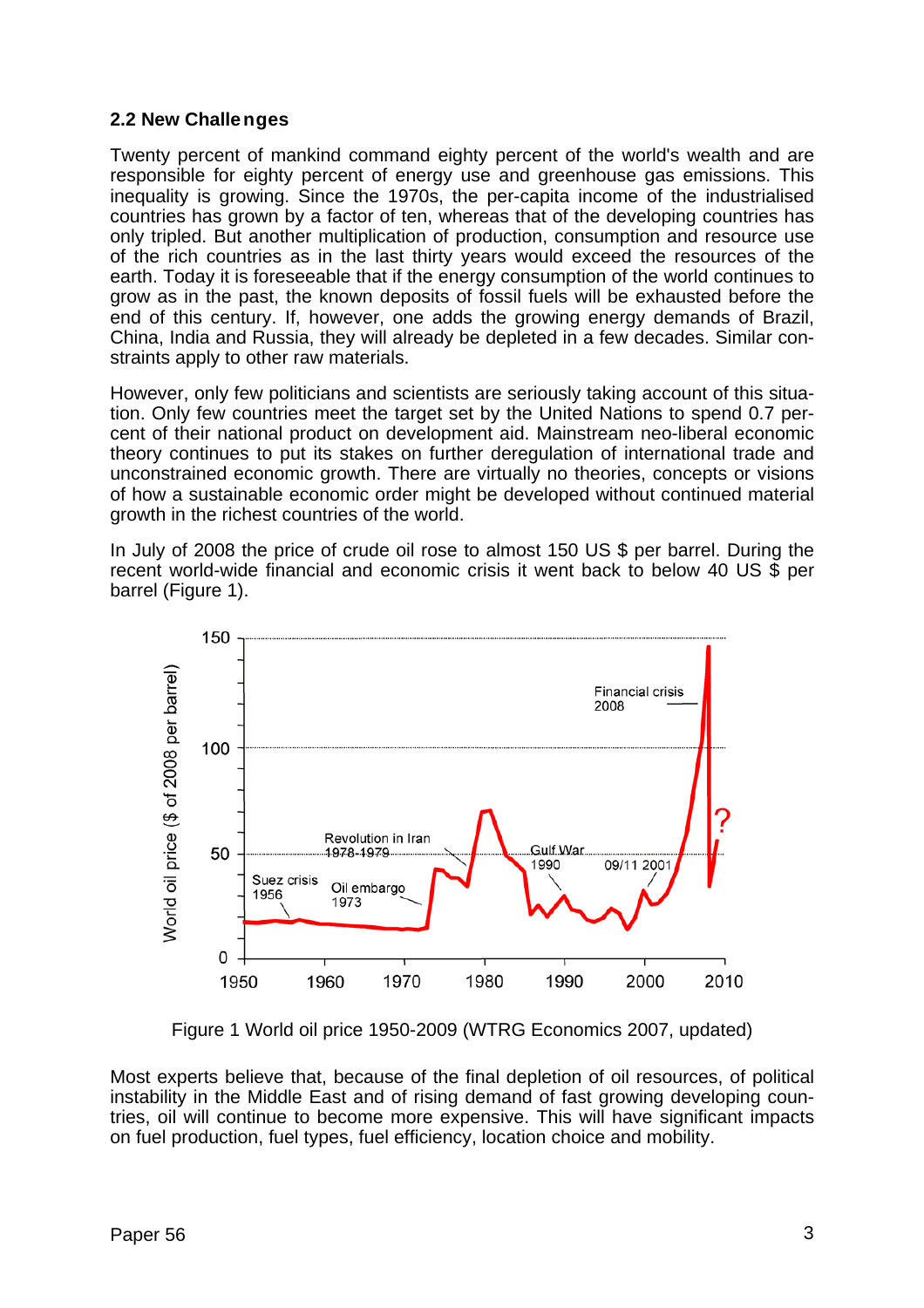## 2.2 New Challenges

Twenty percent of mankind command eighty percent of the world's wealth and are responsible for eighty percent of energy use and greenhouse gas emissions. This inequality is growing. Since the 1970s, the per-capita income of the industrialised countries has grown by a factor of ten, whereas that of the developing countries has only tripled. But another multiplication of production, consumption and resource use of the rich countries as in the last thirty years would exceed the resources of the earth. Today it is foreseeable that if the energy consumption of the world continues to grow as in the past, the known deposits of fossil fuels will be exhausted before the end of this century. If, however, one adds the growing energy demands of Brazil, China, India and Russia, they will already be depleted in a few decades. Similar constraints apply to other raw materials.

However, only few politicians and scientists are seriously taking account of this situation. Only few countries meet the target set by the United Nations to spend 0.7 percent of their national product on development aid. Mainstream neo-liberal economic theory continues to put its stakes on further deregulation of international trade and unconstrained economic growth. There are virtually no theories, concepts or visions of how a sustainable economic order might be developed without continued material growth in the richest countries of the world.

In July of 2008 the price of crude oil rose to almost 150 US $ per barrel. During the recent world-wide financial and economic crisis it went back to below 40 US $ per barrel (Figure 1).

Figure 1 World oil price 1950-2009 (WTRG Economics 2007, updated)

Most experts believe that, because of the final depletion of oil resources, of political instability in the Middle East and of rising demand of fast growing developing countries, oil will continue to become more expensive. This will have significant impacts on fuel production, fuel types, fuel efficiency, location choice and mobility.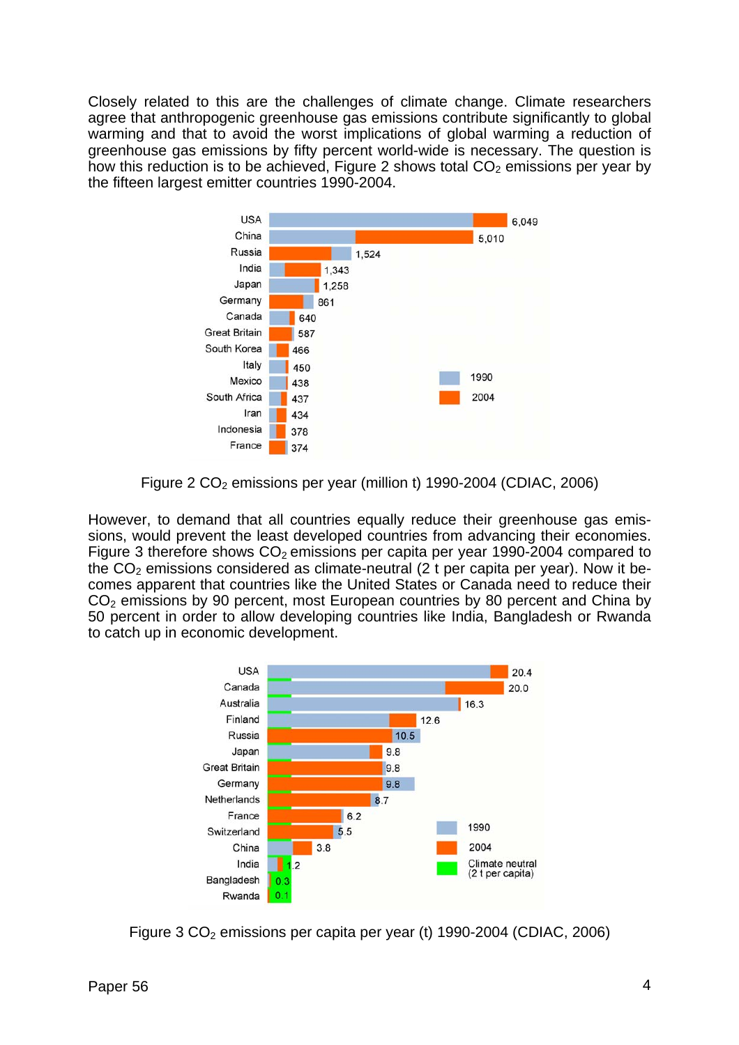Closely related to this are the challenges of climate change. Climate researchers agree that anthropogenic greenhouse gas emissions contribute significantly to global warming and that to avoid the worst implications of global warming a reduction of greenhouse gas emissions by fifty percent world-wide is necessary. The question is how this reduction is to be achieved, Figure 2 shows total $CO_2$ emissions per year by the fifteen largest emitter countries 1990-2004.

Figure 2 $CO_2$ emissions per year (million t) 1990-2004 (CDIAC, 2006)

However, to demand that all countries equally reduce their greenhouse gas emissions, would prevent the least developed countries from advancing their economies. Figure 3 therefore shows $CO_2$ emissions per capita per year 1990-2004 compared to the $CO_2$ emissions considered as climate-neutral (2 t per capita per year). Now it becomes apparent that countries like the United States or Canada need to reduce their $CO_2$ emissions by 90 percent, most European countries by 80 percent and China by 50 percent in order to allow developing countries like India, Bangladesh or Rwanda to catch up in economic development.

Figure 3 $CO_2$ emissions per capita per year (t) 1990-2004 (CDIAC, 2006)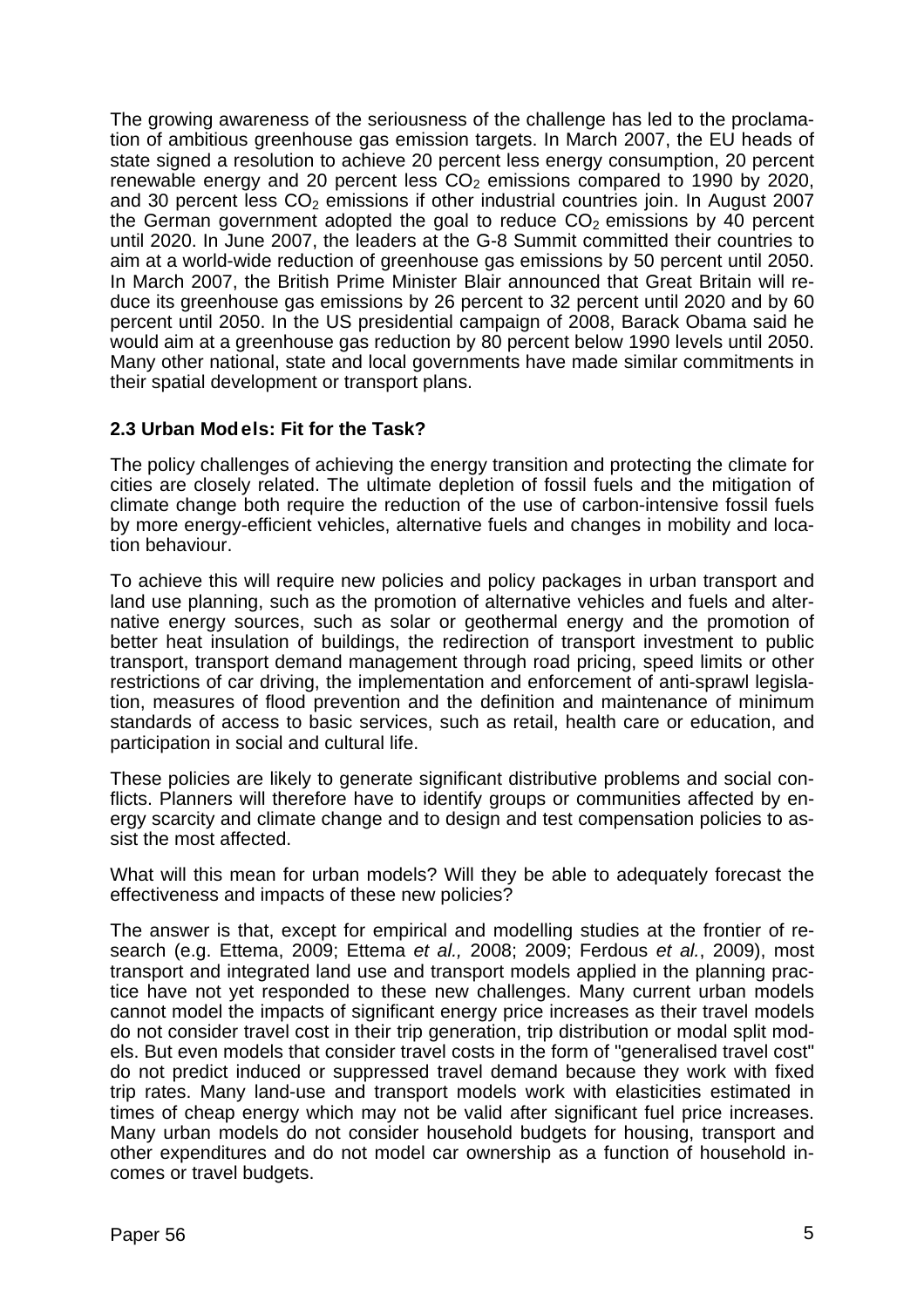The growing awareness of the seriousness of the challenge has led to the proclamation of ambitious greenhouse gas emission targets. In March 2007, the EU heads of state signed a resolution to achieve 20 percent less energy consumption, 20 percent renewable energy and 20 percent less $CO_2$ emissions compared to 1990 by 2020, and 30 percent less $CO_2$ emissions if other industrial countries join. In August 2007 the German government adopted the goal to reduce $CO_2$ emissions by 40 percent until 2020. In June 2007, the leaders at the G-8 Summit committed their countries to aim at a world-wide reduction of greenhouse gas emissions by 50 percent until 2050. In March 2007, the British Prime Minister Blair announced that Great Britain will reduce its greenhouse gas emissions by 26 percent to 32 percent until 2020 and by 60 percent until 2050. In the US presidential campaign of 2008, Barack Obama said he would aim at a greenhouse gas reduction by 80 percent below 1990 levels until 2050. Many other national, state and local governments have made similar commitments in their spatial development or transport plans.

### 2.3 Urban Models: Fit for the Task?

The policy challenges of achieving the energy transition and protecting the climate for cities are closely related. The ultimate depletion of fossil fuels and the mitigation of climate change both require the reduction of the use of carbon-intensive fossil fuels by more energy-efficient vehicles, alternative fuels and changes in mobility and location behaviour.

To achieve this will require new policies and policy packages in urban transport and land use planning, such as the promotion of alternative vehicles and fuels and alternative energy sources, such as solar or geothermal energy and the promotion of better heat insulation of buildings, the redirection of transport investment to public transport, transport demand management through road pricing, speed limits or other restrictions of car driving, the implementation and enforcement of anti-sprawl legislation, measures of flood prevention and the definition and maintenance of minimum standards of access to basic services, such as retail, health care or education, and participation in social and cultural life.

These policies are likely to generate significant distributive problems and social conflicts. Planners will therefore have to identify groups or communities affected by energy scarcity and climate change and to design and test compensation policies to assist the most affected.

What will this mean for urban models? Will they be able to adequately forecast the effectiveness and impacts of these new policies?

The answer is that, except for empirical and modelling studies at the frontier of research (e.g. Ettema, 2009; Ettema *et al.,* 2008; 2009; Ferdous *et al.*, 2009), most transport and integrated land use and transport models applied in the planning practice have not yet responded to these new challenges. Many current urban models cannot model the impacts of significant energy price increases as their travel models do not consider travel cost in their trip generation, trip distribution or modal split models. But even models that consider travel costs in the form of "generalised travel cost" do not predict induced or suppressed travel demand because they work with fixed trip rates. Many land-use and transport models work with elasticities estimated in times of cheap energy which may not be valid after significant fuel price increases. Many urban models do not consider household budgets for housing, transport and other expenditures and do not model car ownership as a function of household incomes or travel budgets.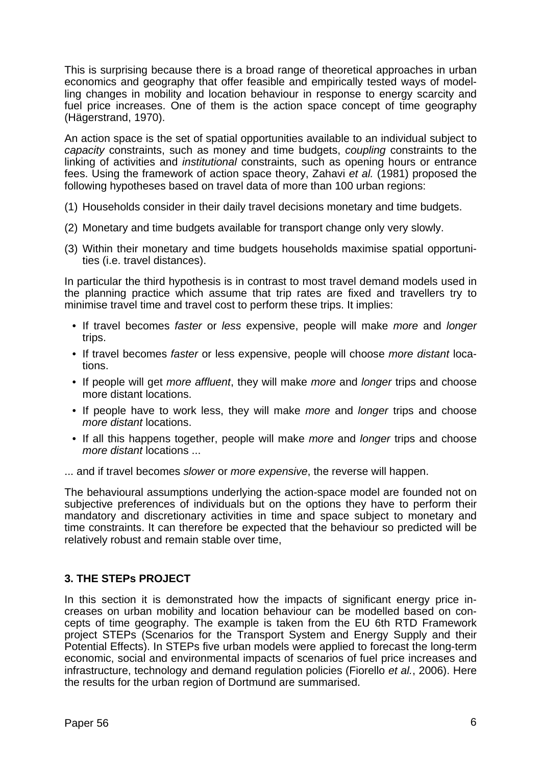This is surprising because there is a broad range of theoretical approaches in urban economics and geography that offer feasible and empirically tested ways of modelling changes in mobility and location behaviour in response to energy scarcity and fuel price increases. One of them is the action space concept of time geography (Hägerstrand, 1970).

An action space is the set of spatial opportunities available to an individual subject to *capacity* constraints, such as money and time budgets, *coupling* constraints to the linking of activities and *institutional* constraints, such as opening hours or entrance fees. Using the framework of action space theory, Zahavi *et al.* (1981) proposed the following hypotheses based on travel data of more than 100 urban regions:

(1) Households consider in their daily travel decisions monetary and time budgets.

(2) Monetary and time budgets available for transport change only very slowly.

(3) Within their monetary and time budgets households maximise spatial opportunities (i.e. travel distances).

In particular the third hypothesis is in contrast to most travel demand models used in the planning practice which assume that trip rates are fixed and travellers try to minimise travel time and travel cost to perform these trips. It implies:

- If travel becomes *faster* or *less* expensive, people will make *more* and *longer* trips.
- If travel becomes *faster* or less expensive, people will choose *more distant* locations.
- If people will get *more affluent*, they will make *more* and *longer* trips and choose more distant locations.
- If people have to work less, they will make *more* and *longer* trips and choose *more distant* locations.
- If all this happens together, people will make *more* and *longer* trips and choose *more distant* locations ...

... and if travel becomes *slower* or *more expensive*, the reverse will happen.

The behavioural assumptions underlying the action-space model are founded not on subjective preferences of individuals but on the options they have to perform their mandatory and discretionary activities in time and space subject to monetary and time constraints. It can therefore be expected that the behaviour so predicted will be relatively robust and remain stable over time,

## 3. THE STEPs PROJECT

In this section it is demonstrated how the impacts of significant energy price increases on urban mobility and location behaviour can be modelled based on concepts of time geography. The example is taken from the EU 6th RTD Framework project STEPs (Scenarios for the Transport System and Energy Supply and their Potential Effects). In STEPs five urban models were applied to forecast the long-term economic, social and environmental impacts of scenarios of fuel price increases and infrastructure, technology and demand regulation policies (Fiorello *et al.*, 2006). Here the results for the urban region of Dortmund are summarised.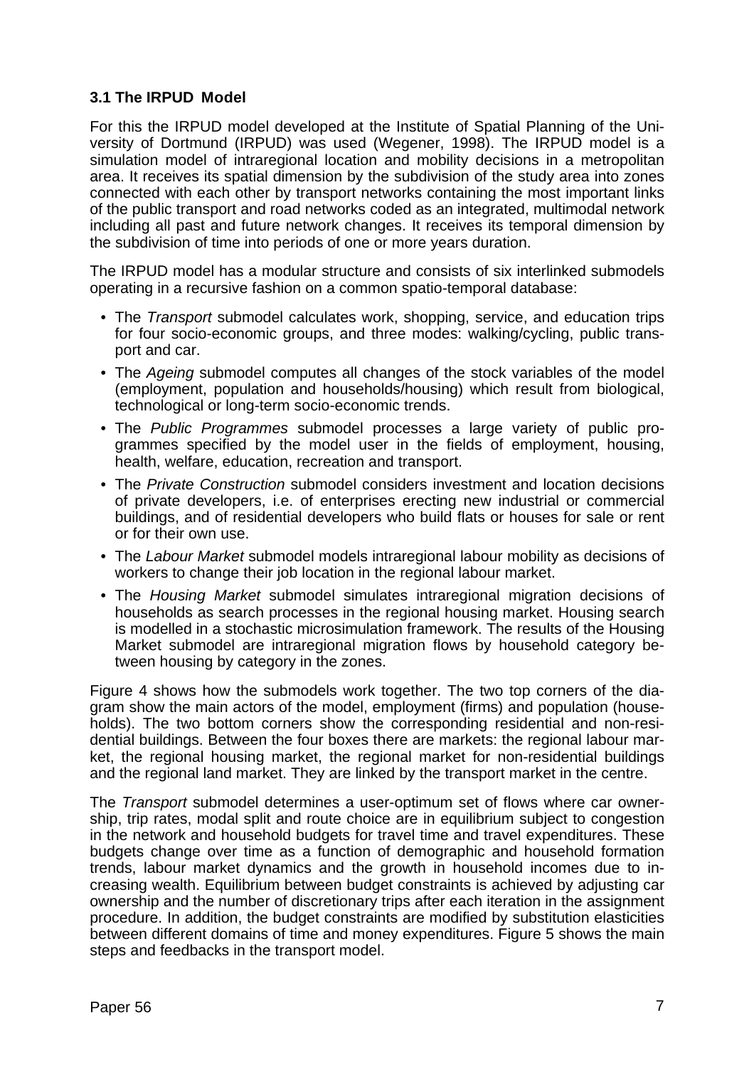### 3.1 The IRPUD Model

For this the IRPUD model developed at the Institute of Spatial Planning of the University of Dortmund (IRPUD) was used (Wegener, 1998). The IRPUD model is a simulation model of intraregional location and mobility decisions in a metropolitan area. It receives its spatial dimension by the subdivision of the study area into zones connected with each other by transport networks containing the most important links of the public transport and road networks coded as an integrated, multimodal network including all past and future network changes. It receives its temporal dimension by the subdivision of time into periods of one or more years duration.

The IRPUD model has a modular structure and consists of six interlinked submodels operating in a recursive fashion on a common spatio-temporal database:

- The *Transport* submodel calculates work, shopping, service, and education trips for four socio-economic groups, and three modes: walking/cycling, public transport and car.
- The *Ageing* submodel computes all changes of the stock variables of the model (employment, population and households/housing) which result from biological, technological or long-term socio-economic trends.
- The *Public Programmes* submodel processes a large variety of public programmes specified by the model user in the fields of employment, housing, health, welfare, education, recreation and transport.
- The *Private Construction* submodel considers investment and location decisions of private developers, i.e. of enterprises erecting new industrial or commercial buildings, and of residential developers who build flats or houses for sale or rent or for their own use.
- The *Labour Market* submodel models intraregional labour mobility as decisions of workers to change their job location in the regional labour market.
- The *Housing Market* submodel simulates intraregional migration decisions of households as search processes in the regional housing market. Housing search is modelled in a stochastic microsimulation framework. The results of the Housing Market submodel are intraregional migration flows by household category between housing by category in the zones.

Figure 4 shows how the submodels work together. The two top corners of the diagram show the main actors of the model, employment (firms) and population (households). The two bottom corners show the corresponding residential and non-residential buildings. Between the four boxes there are markets: the regional labour market, the regional housing market, the regional market for non-residential buildings and the regional land market. They are linked by the transport market in the centre.

The *Transport* submodel determines a user-optimum set of flows where car ownership, trip rates, modal split and route choice are in equilibrium subject to congestion in the network and household budgets for travel time and travel expenditures. These budgets change over time as a function of demographic and household formation trends, labour market dynamics and the growth in household incomes due to increasing wealth. Equilibrium between budget constraints is achieved by adjusting car ownership and the number of discretionary trips after each iteration in the assignment procedure. In addition, the budget constraints are modified by substitution elasticities between different domains of time and money expenditures. Figure 5 shows the main steps and feedbacks in the transport model.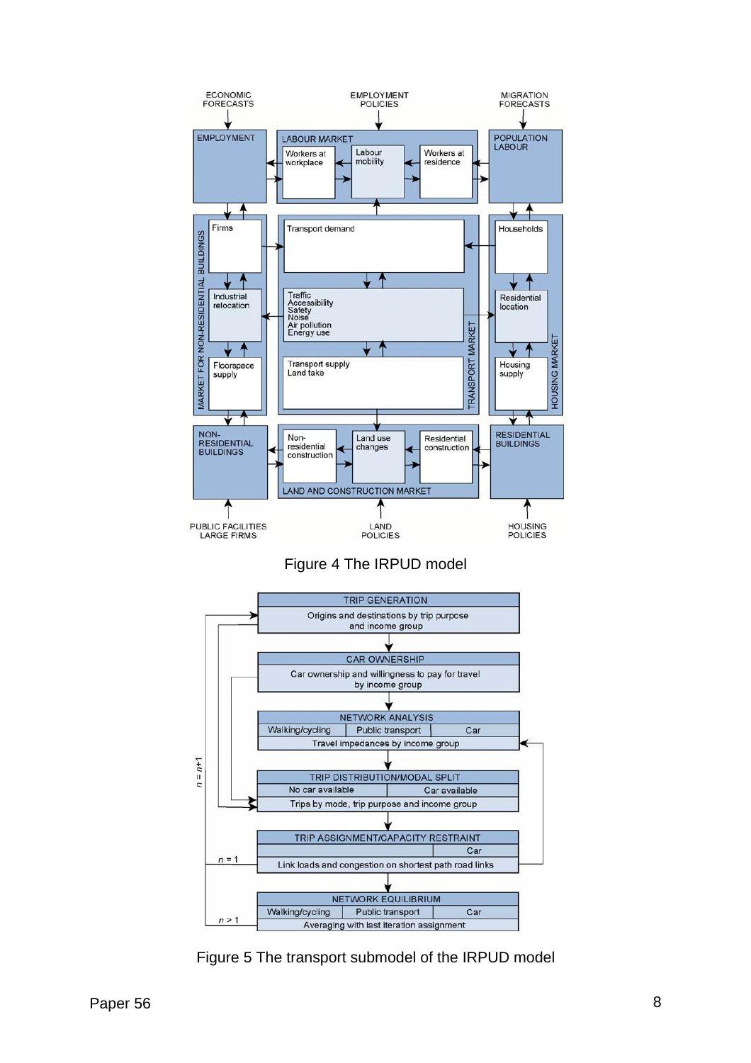Figure 4 The IRPUD model

Figure 5 The transport submodel of the IRPUD model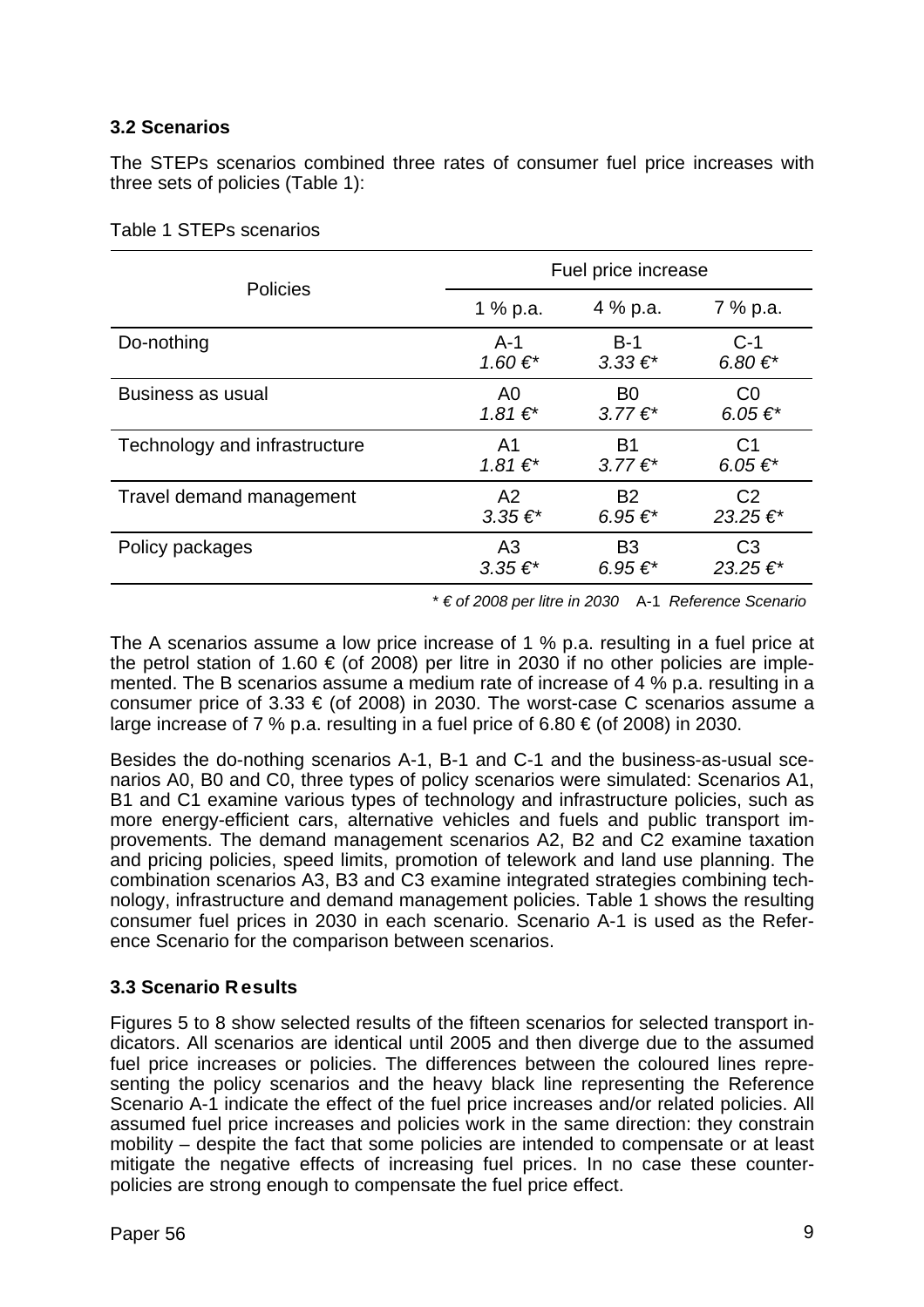### 3.2 Scenarios

The STEPs scenarios combined three rates of consumer fuel price increases with three sets of policies (Table 1):

Table 1 STEPs scenarios

| Policies | Fuel price increase | | |
|---|---|---|---|
| | 1 % p.a. | 4 % p.a. | 7 % p.a. |
| Do-nothing | A-1 *1.60 €** | B-1 *3.33 €** | C-1 *6.80 €** |
| Business as usual | A0 *1.81 €** | B0 *3.77 €** | C0 *6.05 €** |
| Technology and infrastructure | A1 *1.81 €** | B1 *3.77 €** | C1 *6.05 €** |
| Travel demand management | A2 *3.35 €** | B2 *6.95 €** | C2 *23.25 €** |
| Policy packages | A3 *3.35 €** | B3 *6.95 €** | C3 *23.25 €** |

*\* € of 2008 per litre in 2030* A-1 *Reference Scenario*

The A scenarios assume a low price increase of 1 % p.a. resulting in a fuel price at the petrol station of 1.60 € (of 2008) per litre in 2030 if no other policies are implemented. The B scenarios assume a medium rate of increase of 4 % p.a. resulting in a consumer price of 3.33 € (of 2008) in 2030. The worst-case C scenarios assume a large increase of 7 % p.a. resulting in a fuel price of 6.80 € (of 2008) in 2030.

Besides the do-nothing scenarios A-1, B-1 and C-1 and the business-as-usual scenarios A0, B0 and C0, three types of policy scenarios were simulated: Scenarios A1, B1 and C1 examine various types of technology and infrastructure policies, such as more energy-efficient cars, alternative vehicles and fuels and public transport improvements. The demand management scenarios A2, B2 and C2 examine taxation and pricing policies, speed limits, promotion of telework and land use planning. The combination scenarios A3, B3 and C3 examine integrated strategies combining technology, infrastructure and demand management policies. Table 1 shows the resulting consumer fuel prices in 2030 in each scenario. Scenario A-1 is used as the Reference Scenario for the comparison between scenarios.

### 3.3 Scenario Results

Figures 5 to 8 show selected results of the fifteen scenarios for selected transport indicators. All scenarios are identical until 2005 and then diverge due to the assumed fuel price increases or policies. The differences between the coloured lines representing the policy scenarios and the heavy black line representing the Reference Scenario A-1 indicate the effect of the fuel price increases and/or related policies. All assumed fuel price increases and policies work in the same direction: they constrain mobility – despite the fact that some policies are intended to compensate or at least mitigate the negative effects of increasing fuel prices. In no case these counter-policies are strong enough to compensate the fuel price effect.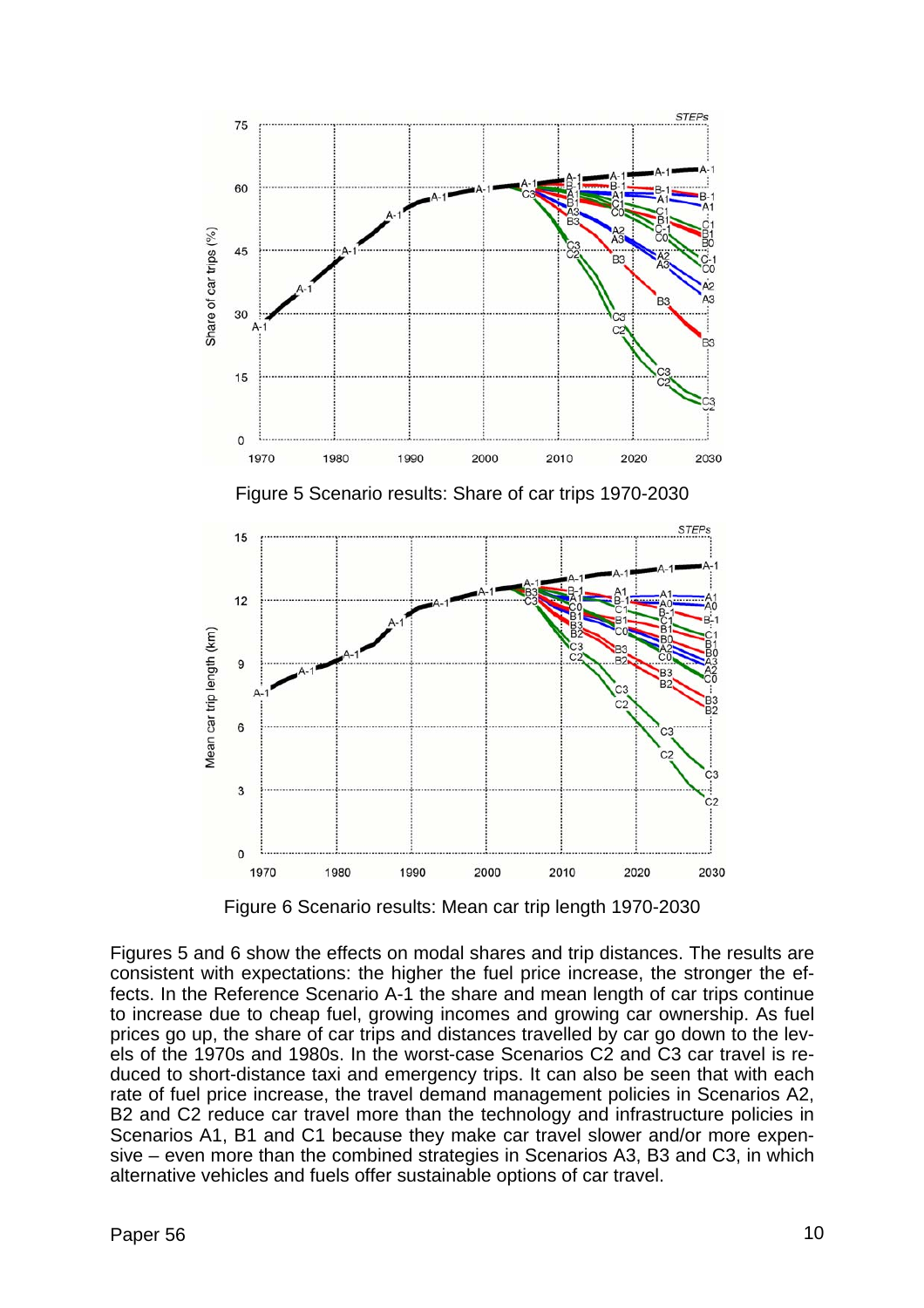Figure 5 Scenario results: Share of car trips 1970-2030

Figure 6 Scenario results: Mean car trip length 1970-2030

Figures 5 and 6 show the effects on modal shares and trip distances. The results are consistent with expectations: the higher the fuel price increase, the stronger the effects. In the Reference Scenario A-1 the share and mean length of car trips continue to increase due to cheap fuel, growing incomes and growing car ownership. As fuel prices go up, the share of car trips and distances travelled by car go down to the levels of the 1970s and 1980s. In the worst-case Scenarios C2 and C3 car travel is reduced to short-distance taxi and emergency trips. It can also be seen that with each rate of fuel price increase, the travel demand management policies in Scenarios A2, B2 and C2 reduce car travel more than the technology and infrastructure policies in Scenarios A1, B1 and C1 because they make car travel slower and/or more expensive – even more than the combined strategies in Scenarios A3, B3 and C3, in which alternative vehicles and fuels offer sustainable options of car travel.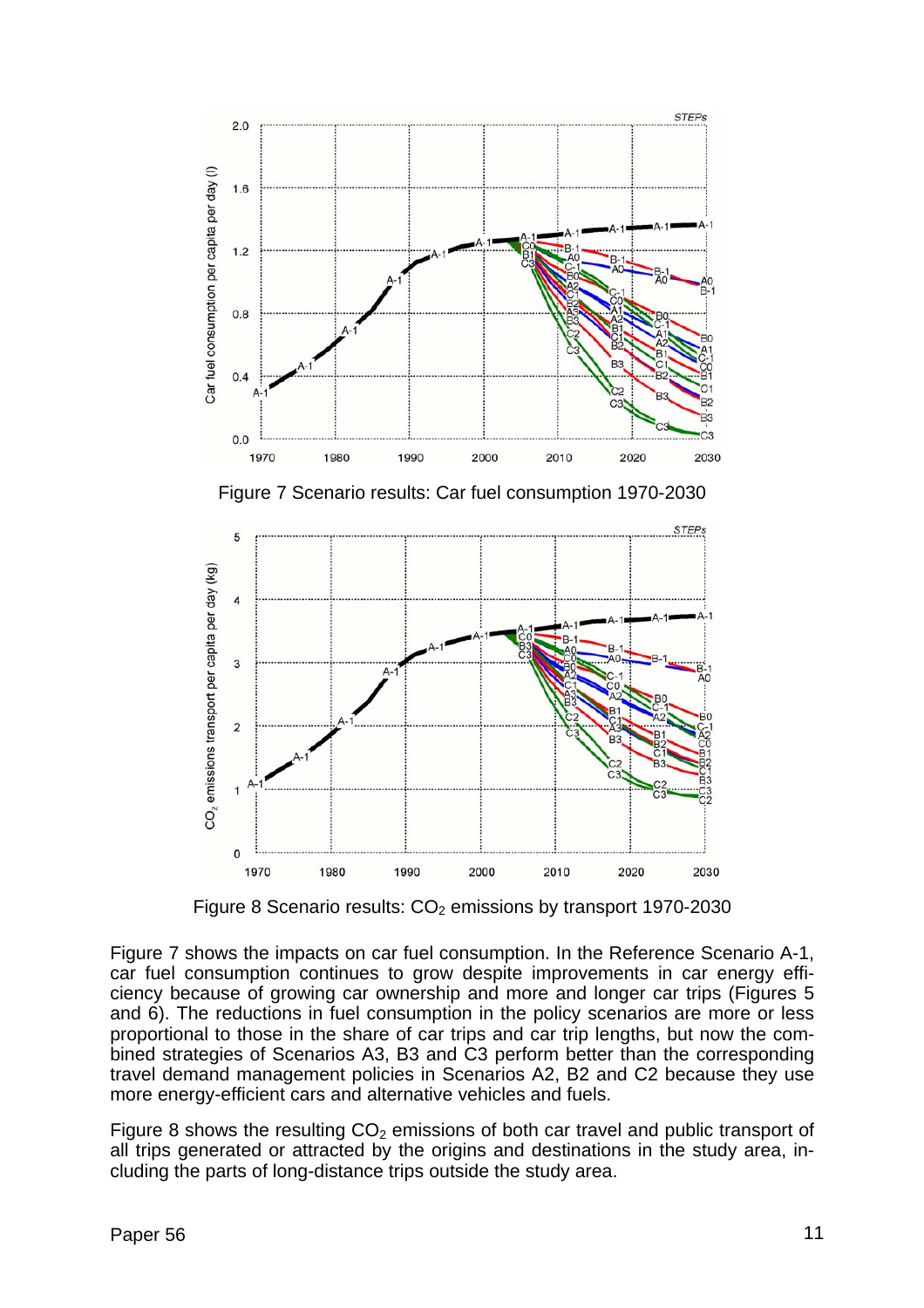Figure 7 Scenario results: Car fuel consumption 1970-2030

Figure 8 Scenario results: $CO_2$ emissions by transport 1970-2030

Figure 7 shows the impacts on car fuel consumption. In the Reference Scenario A-1, car fuel consumption continues to grow despite improvements in car energy efficiency because of growing car ownership and more and longer car trips (Figures 5 and 6). The reductions in fuel consumption in the policy scenarios are more or less proportional to those in the share of car trips and car trip lengths, but now the combined strategies of Scenarios A3, B3 and C3 perform better than the corresponding travel demand management policies in Scenarios A2, B2 and C2 because they use more energy-efficient cars and alternative vehicles and fuels.

Figure 8 shows the resulting $CO_2$ emissions of both car travel and public transport of all trips generated or attracted by the origins and destinations in the study area, including the parts of long-distance trips outside the study area.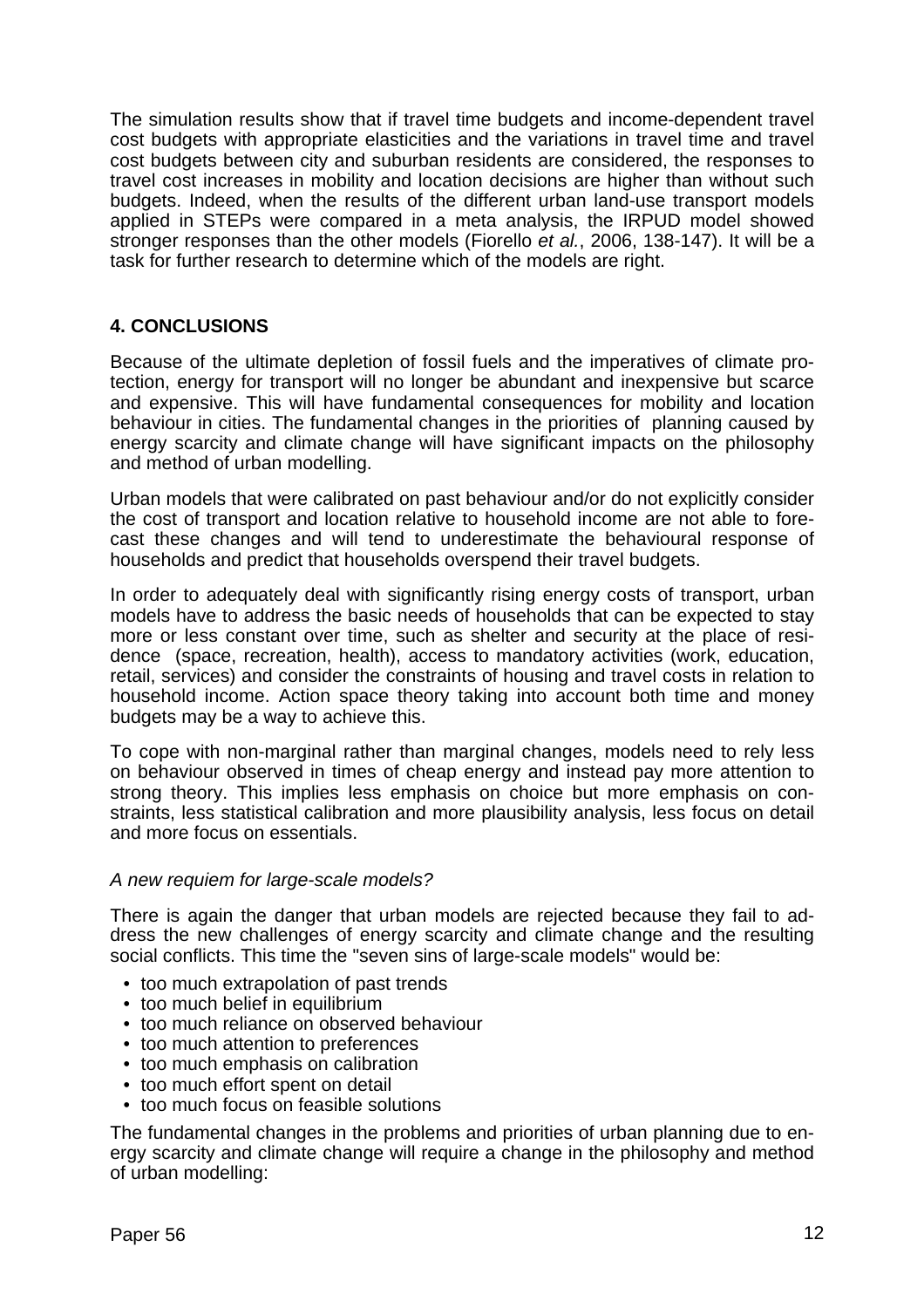The simulation results show that if travel time budgets and income-dependent travel cost budgets with appropriate elasticities and the variations in travel time and travel cost budgets between city and suburban residents are considered, the responses to travel cost increases in mobility and location decisions are higher than without such budgets. Indeed, when the results of the different urban land-use transport models applied in STEPs were compared in a meta analysis, the IRPUD model showed stronger responses than the other models (Fiorello *et al.*, 2006, 138-147). It will be a task for further research to determine which of the models are right.

## 4. CONCLUSIONS

Because of the ultimate depletion of fossil fuels and the imperatives of climate protection, energy for transport will no longer be abundant and inexpensive but scarce and expensive. This will have fundamental consequences for mobility and location behaviour in cities. The fundamental changes in the priorities of planning caused by energy scarcity and climate change will have significant impacts on the philosophy and method of urban modelling.

Urban models that were calibrated on past behaviour and/or do not explicitly consider the cost of transport and location relative to household income are not able to forecast these changes and will tend to underestimate the behavioural response of households and predict that households overspend their travel budgets.

In order to adequately deal with significantly rising energy costs of transport, urban models have to address the basic needs of households that can be expected to stay more or less constant over time, such as shelter and security at the place of residence (space, recreation, health), access to mandatory activities (work, education, retail, services) and consider the constraints of housing and travel costs in relation to household income. Action space theory taking into account both time and money budgets may be a way to achieve this.

To cope with non-marginal rather than marginal changes, models need to rely less on behaviour observed in times of cheap energy and instead pay more attention to strong theory. This implies less emphasis on choice but more emphasis on constraints, less statistical calibration and more plausibility analysis, less focus on detail and more focus on essentials.

*A new requiem for large-scale models?*

There is again the danger that urban models are rejected because they fail to address the new challenges of energy scarcity and climate change and the resulting social conflicts. This time the "seven sins of large-scale models" would be:

- too much extrapolation of past trends
- too much belief in equilibrium
- too much reliance on observed behaviour
- too much attention to preferences
- too much emphasis on calibration
- too much effort spent on detail
- too much focus on feasible solutions

The fundamental changes in the problems and priorities of urban planning due to energy scarcity and climate change will require a change in the philosophy and method of urban modelling: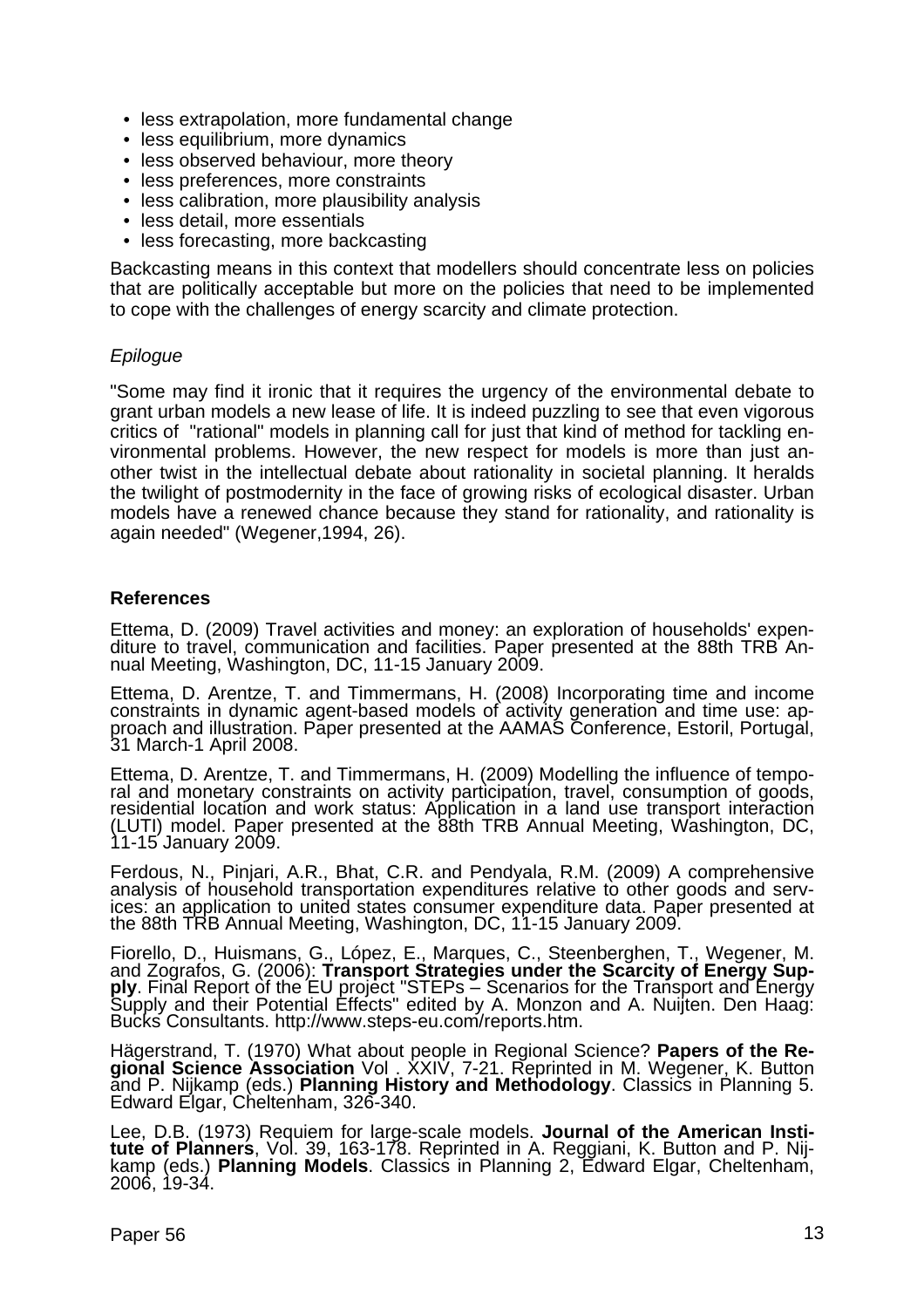- less extrapolation, more fundamental change
- less equilibrium, more dynamics
- less observed behaviour, more theory
- less preferences, more constraints
- less calibration, more plausibility analysis
- less detail, more essentials
- less forecasting, more backcasting

Backcasting means in this context that modellers should concentrate less on policies that are politically acceptable but more on the policies that need to be implemented to cope with the challenges of energy scarcity and climate protection.

*Epilogue*

"Some may find it ironic that it requires the urgency of the environmental debate to grant urban models a new lease of life. It is indeed puzzling to see that even vigorous critics of "rational" models in planning call for just that kind of method for tackling environmental problems. However, the new respect for models is more than just another twist in the intellectual debate about rationality in societal planning. It heralds the twilight of postmodernity in the face of growing risks of ecological disaster. Urban models have a renewed chance because they stand for rationality, and rationality is again needed" (Wegener,1994, 26).

## References

Ettema, D. (2009) Travel activities and money: an exploration of households' expenditure to travel, communication and facilities. Paper presented at the 88th TRB Annual Meeting, Washington, DC, 11-15 January 2009.

Ettema, D. Arentze, T. and Timmermans, H. (2008) Incorporating time and income constraints in dynamic agent-based models of activity generation and time use: approach and illustration. Paper presented at the AAMAS Conference, Estoril, Portugal, 31 March-1 April 2008.

Ettema, D. Arentze, T. and Timmermans, H. (2009) Modelling the influence of temporal and monetary constraints on activity participation, travel, consumption of goods, residential location and work status: Application in a land use transport interaction (LUTI) model. Paper presented at the 88th TRB Annual Meeting, Washington, DC, 11-15 January 2009.

Ferdous, N., Pinjari, A.R., Bhat, C.R. and Pendyala, R.M. (2009) A comprehensive analysis of household transportation expenditures relative to other goods and services: an application to united states consumer expenditure data. Paper presented at the 88th TRB Annual Meeting, Washington, DC, 11-15 January 2009.

Fiorello, D., Huismans, G., López, E., Marques, C., Steenberghen, T., Wegener, M. and Zografos, G. (2006): **Transport Strategies under the Scarcity of Energy Supply**. Final Report of the EU project "STEPs – Scenarios for the Transport and Energy Supply and their Potential Effects" edited by A. Monzon and A. Nuijten. Den Haag: Bucks Consultants. http://www.steps-eu.com/reports.htm.

Hägerstrand, T. (1970) What about people in Regional Science? **Papers of the Regional Science Association** Vol . XXIV, 7-21. Reprinted in M. Wegener, K. Button and P. Nijkamp (eds.) **Planning History and Methodology**. Classics in Planning 5. Edward Elgar, Cheltenham, 326-340.

Lee, D.B. (1973) Requiem for large-scale models. **Journal of the American Institute of Planners**, Vol. 39, 163-178. Reprinted in A. Reggiani, K. Button and P. Nijkamp (eds.) **Planning Models**. Classics in Planning 2, Edward Elgar, Cheltenham, 2006, 19-34.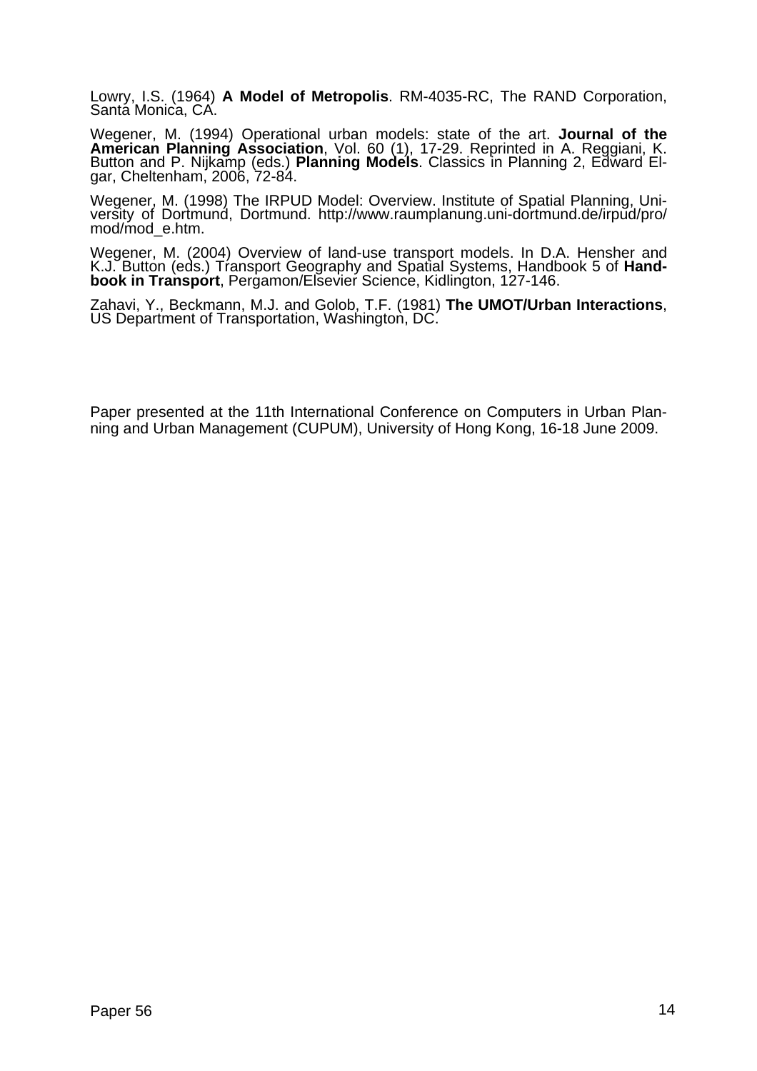Lowry, I.S. (1964) **A Model of Metropolis**. RM-4035-RC, The RAND Corporation, Santa Monica, CA.

Wegener, M. (1994) Operational urban models: state of the art. **Journal of the American Planning Association**, Vol. 60 (1), 17-29. Reprinted in A. Reggiani, K. Button and P. Nijkamp (eds.) **Planning Models**. Classics in Planning 2, Edward Elgar, Cheltenham, 2006, 72-84.

Wegener, M. (1998) The IRPUD Model: Overview. Institute of Spatial Planning, University of Dortmund, Dortmund. http://www.raumplanung.uni-dortmund.de/irpud/pro/mod/mod_e.htm.

Wegener, M. (2004) Overview of land-use transport models. In D.A. Hensher and K.J. Button (eds.) Transport Geography and Spatial Systems, Handbook 5 of **Handbook in Transport**, Pergamon/Elsevier Science, Kidlington, 127-146.

Zahavi, Y., Beckmann, M.J. and Golob, T.F. (1981) **The UMOT/Urban Interactions**, US Department of Transportation, Washington, DC.

Paper presented at the 11th International Conference on Computers in Urban Planning and Urban Management (CUPUM), University of Hong Kong, 16-18 June 2009.